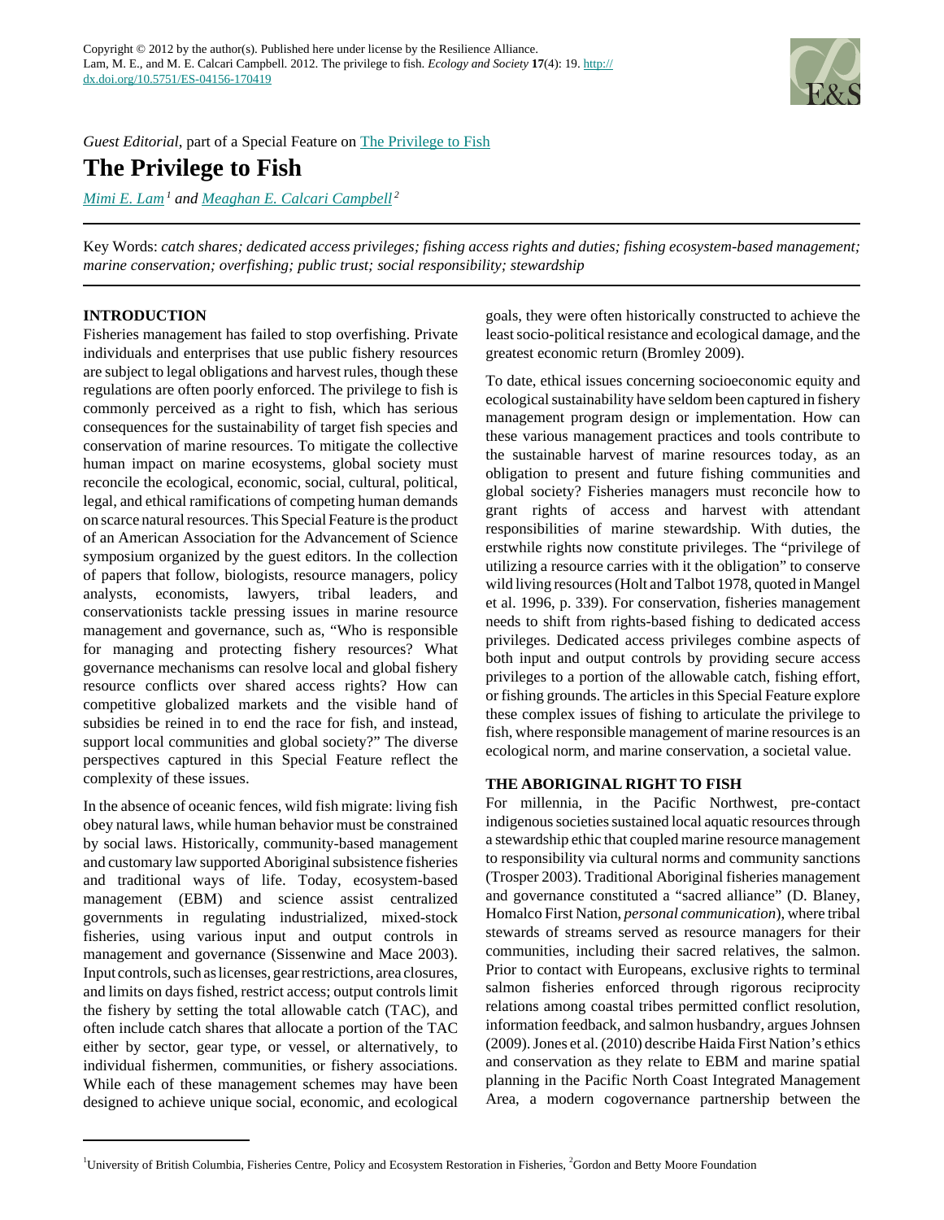Copyright © 2012 by the author(s). Published here under license by the Resilience Alliance.
Lam, M. E., and M. E. Calcari Campbell. 2012. The privilege to fish. *Ecology and Society* **17**(4): 19. http://dx.doi.org/10.5751/ES-04156-170419

*Guest Editorial*, part of a Special Feature on The Privilege to Fish

# The Privilege to Fish

*Mimi E. Lam*[1] *and Meaghan E. Calcari Campbell*[2]

Key Words: *catch shares; dedicated access privileges; fishing access rights and duties; fishing ecosystem-based management; marine conservation; overfishing; public trust; social responsibility; stewardship*

## INTRODUCTION

Fisheries management has failed to stop overfishing. Private individuals and enterprises that use public fishery resources are subject to legal obligations and harvest rules, though these regulations are often poorly enforced. The privilege to fish is commonly perceived as a right to fish, which has serious consequences for the sustainability of target fish species and conservation of marine resources. To mitigate the collective human impact on marine ecosystems, global society must reconcile the ecological, economic, social, cultural, political, legal, and ethical ramifications of competing human demands on scarce natural resources. This Special Feature is the product of an American Association for the Advancement of Science symposium organized by the guest editors. In the collection of papers that follow, biologists, resource managers, policy analysts, economists, lawyers, tribal leaders, and conservationists tackle pressing issues in marine resource management and governance, such as, "Who is responsible for managing and protecting fishery resources? What governance mechanisms can resolve local and global fishery resource conflicts over shared access rights? How can competitive globalized markets and the visible hand of subsidies be reined in to end the race for fish, and instead, support local communities and global society?" The diverse perspectives captured in this Special Feature reflect the complexity of these issues.

In the absence of oceanic fences, wild fish migrate: living fish obey natural laws, while human behavior must be constrained by social laws. Historically, community-based management and customary law supported Aboriginal subsistence fisheries and traditional ways of life. Today, ecosystem-based management (EBM) and science assist centralized governments in regulating industrialized, mixed-stock fisheries, using various input and output controls in management and governance (Sissenwine and Mace 2003). Input controls, such as licenses, gear restrictions, area closures, and limits on days fished, restrict access; output controls limit the fishery by setting the total allowable catch (TAC), and often include catch shares that allocate a portion of the TAC either by sector, gear type, or vessel, or alternatively, to individual fishermen, communities, or fishery associations. While each of these management schemes may have been designed to achieve unique social, economic, and ecological goals, they were often historically constructed to achieve the least socio-political resistance and ecological damage, and the greatest economic return (Bromley 2009).

To date, ethical issues concerning socioeconomic equity and ecological sustainability have seldom been captured in fishery management program design or implementation. How can these various management practices and tools contribute to the sustainable harvest of marine resources today, as an obligation to present and future fishing communities and global society? Fisheries managers must reconcile how to grant rights of access and harvest with attendant responsibilities of marine stewardship. With duties, the erstwhile rights now constitute privileges. The "privilege of utilizing a resource carries with it the obligation" to conserve wild living resources (Holt and Talbot 1978, quoted in Mangel et al. 1996, p. 339). For conservation, fisheries management needs to shift from rights-based fishing to dedicated access privileges. Dedicated access privileges combine aspects of both input and output controls by providing secure access privileges to a portion of the allowable catch, fishing effort, or fishing grounds. The articles in this Special Feature explore these complex issues of fishing to articulate the privilege to fish, where responsible management of marine resources is an ecological norm, and marine conservation, a societal value.

## THE ABORIGINAL RIGHT TO FISH

For millennia, in the Pacific Northwest, pre-contact indigenous societies sustained local aquatic resources through a stewardship ethic that coupled marine resource management to responsibility via cultural norms and community sanctions (Trosper 2003). Traditional Aboriginal fisheries management and governance constituted a "sacred alliance" (D. Blaney, Homalco First Nation, *personal communication*), where tribal stewards of streams served as resource managers for their communities, including their sacred relatives, the salmon. Prior to contact with Europeans, exclusive rights to terminal salmon fisheries enforced through rigorous reciprocity relations among coastal tribes permitted conflict resolution, information feedback, and salmon husbandry, argues Johnsen (2009). Jones et al. (2010) describe Haida First Nation's ethics and conservation as they relate to EBM and marine spatial planning in the Pacific North Coast Integrated Management Area, a modern cogovernance partnership between the

[1]University of British Columbia, Fisheries Centre, Policy and Ecosystem Restoration in Fisheries, [2]Gordon and Betty Moore Foundation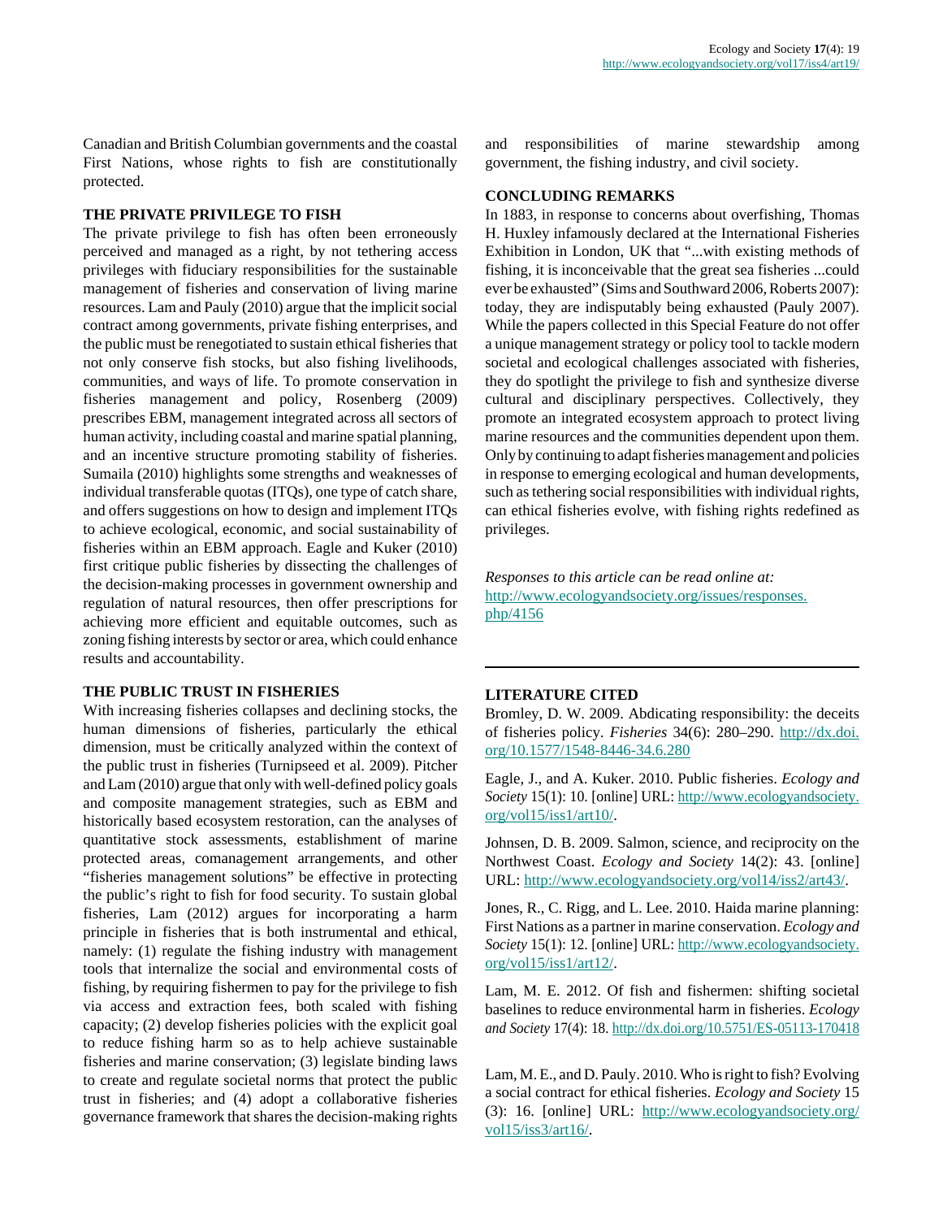Canadian and British Columbian governments and the coastal First Nations, whose rights to fish are constitutionally protected.

## THE PRIVATE PRIVILEGE TO FISH

The private privilege to fish has often been erroneously perceived and managed as a right, by not tethering access privileges with fiduciary responsibilities for the sustainable management of fisheries and conservation of living marine resources. Lam and Pauly (2010) argue that the implicit social contract among governments, private fishing enterprises, and the public must be renegotiated to sustain ethical fisheries that not only conserve fish stocks, but also fishing livelihoods, communities, and ways of life. To promote conservation in fisheries management and policy, Rosenberg (2009) prescribes EBM, management integrated across all sectors of human activity, including coastal and marine spatial planning, and an incentive structure promoting stability of fisheries. Sumaila (2010) highlights some strengths and weaknesses of individual transferable quotas (ITQs), one type of catch share, and offers suggestions on how to design and implement ITQs to achieve ecological, economic, and social sustainability of fisheries within an EBM approach. Eagle and Kuker (2010) first critique public fisheries by dissecting the challenges of the decision-making processes in government ownership and regulation of natural resources, then offer prescriptions for achieving more efficient and equitable outcomes, such as zoning fishing interests by sector or area, which could enhance results and accountability.

## THE PUBLIC TRUST IN FISHERIES

With increasing fisheries collapses and declining stocks, the human dimensions of fisheries, particularly the ethical dimension, must be critically analyzed within the context of the public trust in fisheries (Turnipseed et al. 2009). Pitcher and Lam (2010) argue that only with well-defined policy goals and composite management strategies, such as EBM and historically based ecosystem restoration, can the analyses of quantitative stock assessments, establishment of marine protected areas, comanagement arrangements, and other "fisheries management solutions" be effective in protecting the public's right to fish for food security. To sustain global fisheries, Lam (2012) argues for incorporating a harm principle in fisheries that is both instrumental and ethical, namely: (1) regulate the fishing industry with management tools that internalize the social and environmental costs of fishing, by requiring fishermen to pay for the privilege to fish via access and extraction fees, both scaled with fishing capacity; (2) develop fisheries policies with the explicit goal to reduce fishing harm so as to help achieve sustainable fisheries and marine conservation; (3) legislate binding laws to create and regulate societal norms that protect the public trust in fisheries; and (4) adopt a collaborative fisheries governance framework that shares the decision-making rights and responsibilities of marine stewardship among government, the fishing industry, and civil society.

## CONCLUDING REMARKS

In 1883, in response to concerns about overfishing, Thomas H. Huxley infamously declared at the International Fisheries Exhibition in London, UK that "...with existing methods of fishing, it is inconceivable that the great sea fisheries ...could ever be exhausted" (Sims and Southward 2006, Roberts 2007): today, they are indisputably being exhausted (Pauly 2007). While the papers collected in this Special Feature do not offer a unique management strategy or policy tool to tackle modern societal and ecological challenges associated with fisheries, they do spotlight the privilege to fish and synthesize diverse cultural and disciplinary perspectives. Collectively, they promote an integrated ecosystem approach to protect living marine resources and the communities dependent upon them. Only by continuing to adapt fisheries management and policies in response to emerging ecological and human developments, such as tethering social responsibilities with individual rights, can ethical fisheries evolve, with fishing rights redefined as privileges.

*Responses to this article can be read online at:*
http://www.ecologyandsociety.org/issues/responses.php/4156

---

## LITERATURE CITED

Bromley, D. W. 2009. Abdicating responsibility: the deceits of fisheries policy. *Fisheries* 34(6): 280–290. http://dx.doi.org/10.1577/1548-8446-34.6.280

Eagle, J., and A. Kuker. 2010. Public fisheries. *Ecology and Society* 15(1): 10. [online] URL: http://www.ecologyandsociety.org/vol15/iss1/art10/.

Johnsen, D. B. 2009. Salmon, science, and reciprocity on the Northwest Coast. *Ecology and Society* 14(2): 43. [online] URL: http://www.ecologyandsociety.org/vol14/iss2/art43/.

Jones, R., C. Rigg, and L. Lee. 2010. Haida marine planning: First Nations as a partner in marine conservation. *Ecology and Society* 15(1): 12. [online] URL: http://www.ecologyandsociety.org/vol15/iss1/art12/.

Lam, M. E. 2012. Of fish and fishermen: shifting societal baselines to reduce environmental harm in fisheries. *Ecology and Society* 17(4): 18. http://dx.doi.org/10.5751/ES-05113-170418

Lam, M. E., and D. Pauly. 2010. Who is right to fish? Evolving a social contract for ethical fisheries. *Ecology and Society* 15 (3): 16. [online] URL: http://www.ecologyandsociety.org/vol15/iss3/art16/.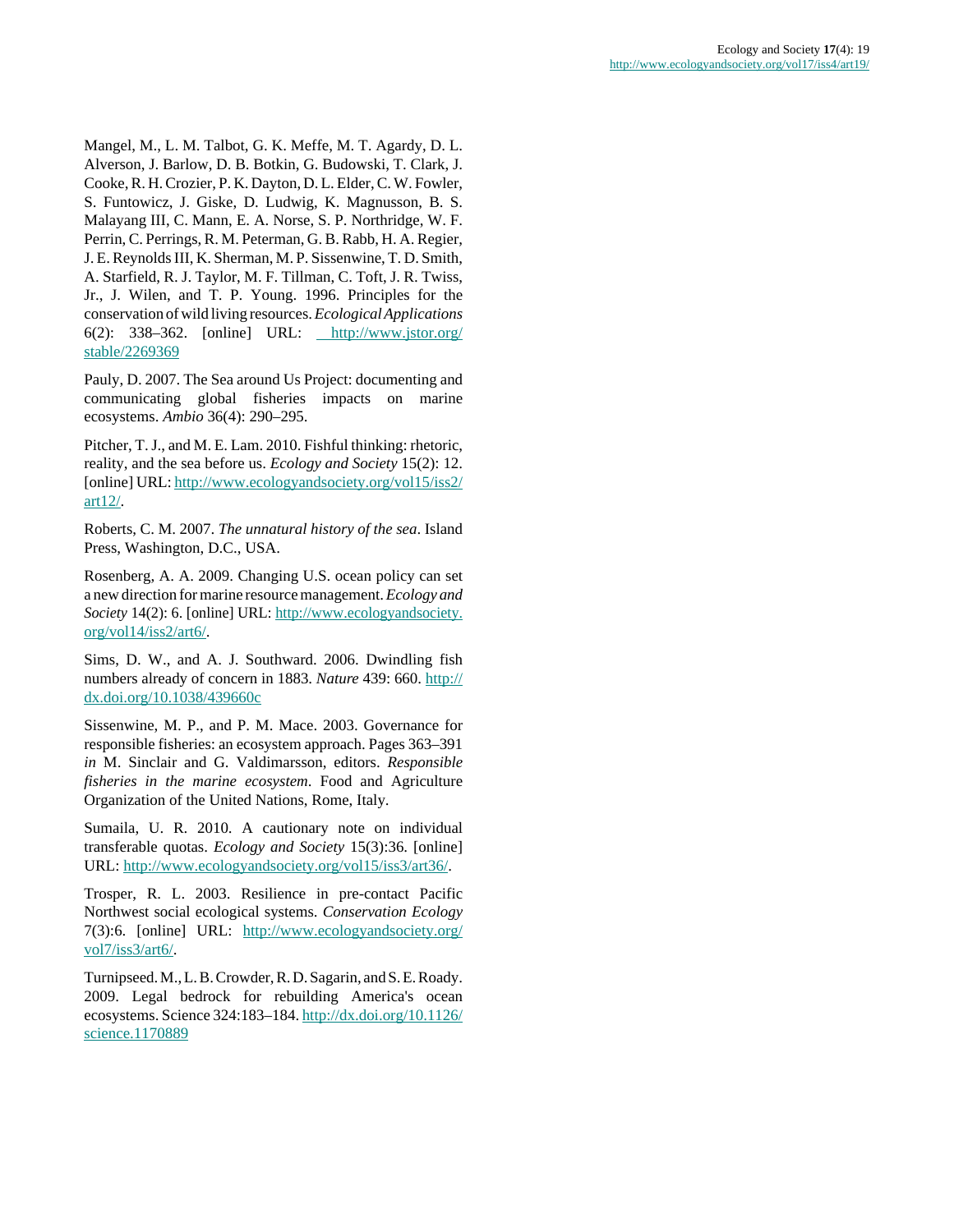Mangel, M., L. M. Talbot, G. K. Meffe, M. T. Agardy, D. L. Alverson, J. Barlow, D. B. Botkin, G. Budowski, T. Clark, J. Cooke, R. H. Crozier, P. K. Dayton, D. L. Elder, C. W. Fowler, S. Funtowicz, J. Giske, D. Ludwig, K. Magnusson, B. S. Malayang III, C. Mann, E. A. Norse, S. P. Northridge, W. F. Perrin, C. Perrings, R. M. Peterman, G. B. Rabb, H. A. Regier, J. E. Reynolds III, K. Sherman, M. P. Sissenwine, T. D. Smith, A. Starfield, R. J. Taylor, M. F. Tillman, C. Toft, J. R. Twiss, Jr., J. Wilen, and T. P. Young. 1996. Principles for the conservation of wild living resources. *Ecological Applications* 6(2): 338–362. [online] URL: http://www.jstor.org/stable/2269369

Pauly, D. 2007. The Sea around Us Project: documenting and communicating global fisheries impacts on marine ecosystems. *Ambio* 36(4): 290–295.

Pitcher, T. J., and M. E. Lam. 2010. Fishful thinking: rhetoric, reality, and the sea before us. *Ecology and Society* 15(2): 12. [online] URL: http://www.ecologyandsociety.org/vol15/iss2/art12/.

Roberts, C. M. 2007. *The unnatural history of the sea*. Island Press, Washington, D.C., USA.

Rosenberg, A. A. 2009. Changing U.S. ocean policy can set a new direction for marine resource management. *Ecology and Society* 14(2): 6. [online] URL: http://www.ecologyandsociety.org/vol14/iss2/art6/.

Sims, D. W., and A. J. Southward. 2006. Dwindling fish numbers already of concern in 1883. *Nature* 439: 660. http://dx.doi.org/10.1038/439660c

Sissenwine, M. P., and P. M. Mace. 2003. Governance for responsible fisheries: an ecosystem approach. Pages 363–391 *in* M. Sinclair and G. Valdimarsson, editors. *Responsible fisheries in the marine ecosystem*. Food and Agriculture Organization of the United Nations, Rome, Italy.

Sumaila, U. R. 2010. A cautionary note on individual transferable quotas. *Ecology and Society* 15(3):36. [online] URL: http://www.ecologyandsociety.org/vol15/iss3/art36/.

Trosper, R. L. 2003. Resilience in pre-contact Pacific Northwest social ecological systems. *Conservation Ecology* 7(3):6. [online] URL: http://www.ecologyandsociety.org/vol7/iss3/art6/.

Turnipseed. M., L. B. Crowder, R. D. Sagarin, and S. E. Roady. 2009. Legal bedrock for rebuilding America's ocean ecosystems. Science 324:183–184. http://dx.doi.org/10.1126/science.1170889